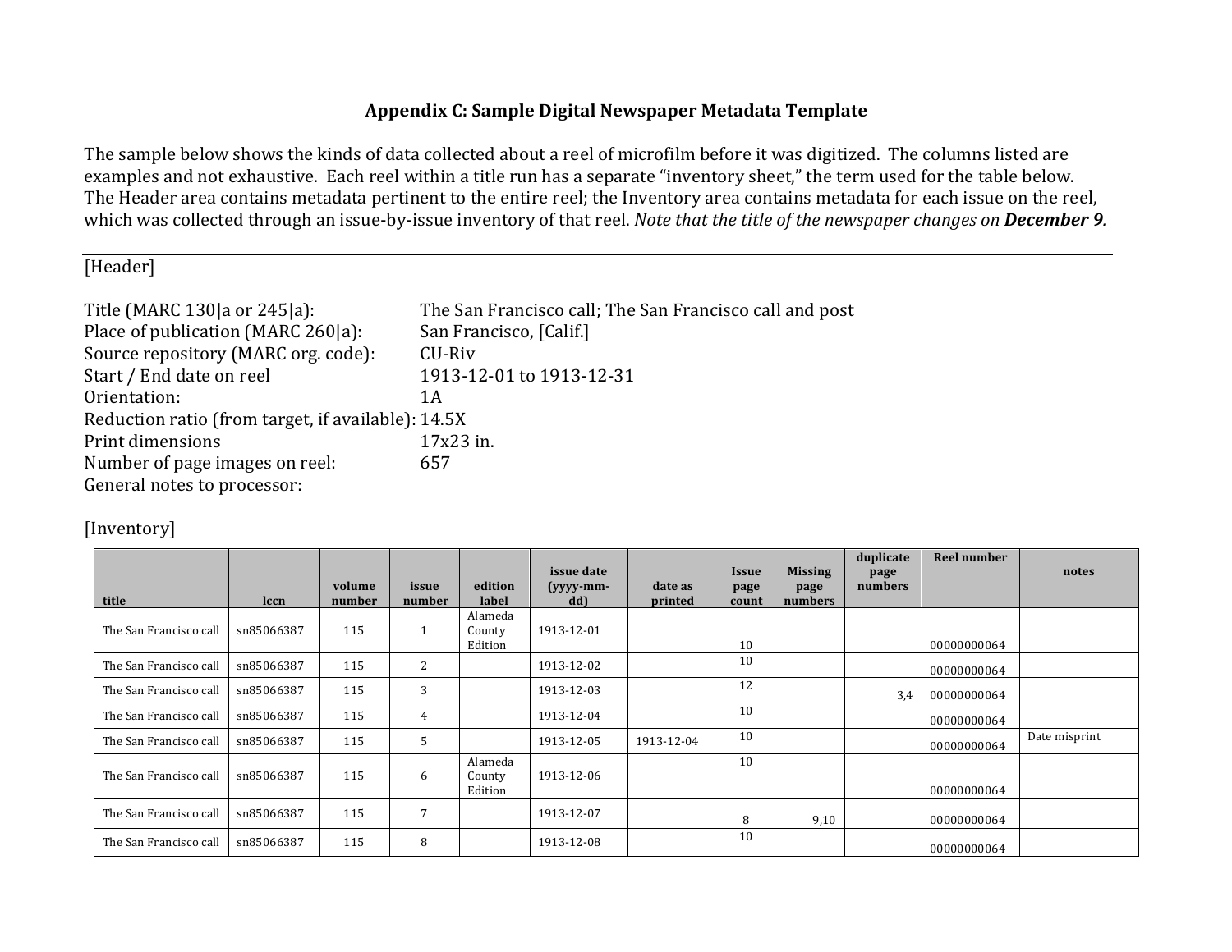# Appendix C: Sample Digital Newspaper Metadata Template

The sample below shows the kinds of data collected about a reel of microfilm before it was digitized. The columns listed are examples and not exhaustive. Each reel within a title run has a separate "inventory sheet," the term used for the table below. The Header area contains metadata pertinent to the entire reel; the Inventory area contains metadata for each issue on the reel, which was collected through an issue-by-issue inventory of that reel. *Note that the title of the newspaper changes on **December 9**.*

---

[Header]

Title (MARC 130|a or 245|a): The San Francisco call; The San Francisco call and post
Place of publication (MARC 260|a): San Francisco, [Calif.]
Source repository (MARC org. code): CU-Riv
Start / End date on reel 1913-12-01 to 1913-12-31
Orientation: 1A
Reduction ratio (from target, if available): 14.5X
Print dimensions 17x23 in.
Number of page images on reel: 657
General notes to processor:

[Inventory]

| title | lccn | volume number | issue number | edition label | issue date (yyyy-mm-dd) | date as printed | Issue page count | Missing page numbers | duplicate page numbers | Reel number | notes |
|---|---|---|---|---|---|---|---|---|---|---|---|
| The San Francisco call | sn85066387 | 115 | 1 | Alameda County Edition | 1913-12-01 | | 10 | | | 00000000064 | |
| The San Francisco call | sn85066387 | 115 | 2 | | 1913-12-02 | | 10 | | | 00000000064 | |
| The San Francisco call | sn85066387 | 115 | 3 | | 1913-12-03 | | 12 | | 3,4 | 00000000064 | |
| The San Francisco call | sn85066387 | 115 | 4 | | 1913-12-04 | | 10 | | | 00000000064 | |
| The San Francisco call | sn85066387 | 115 | 5 | | 1913-12-05 | 1913-12-04 | 10 | | | 00000000064 | Date misprint |
| The San Francisco call | sn85066387 | 115 | 6 | Alameda County Edition | 1913-12-06 | | 10 | | | 00000000064 | |
| The San Francisco call | sn85066387 | 115 | 7 | | 1913-12-07 | | 8 | 9,10 | | 00000000064 | |
| The San Francisco call | sn85066387 | 115 | 8 | | 1913-12-08 | | 10 | | | 00000000064 | |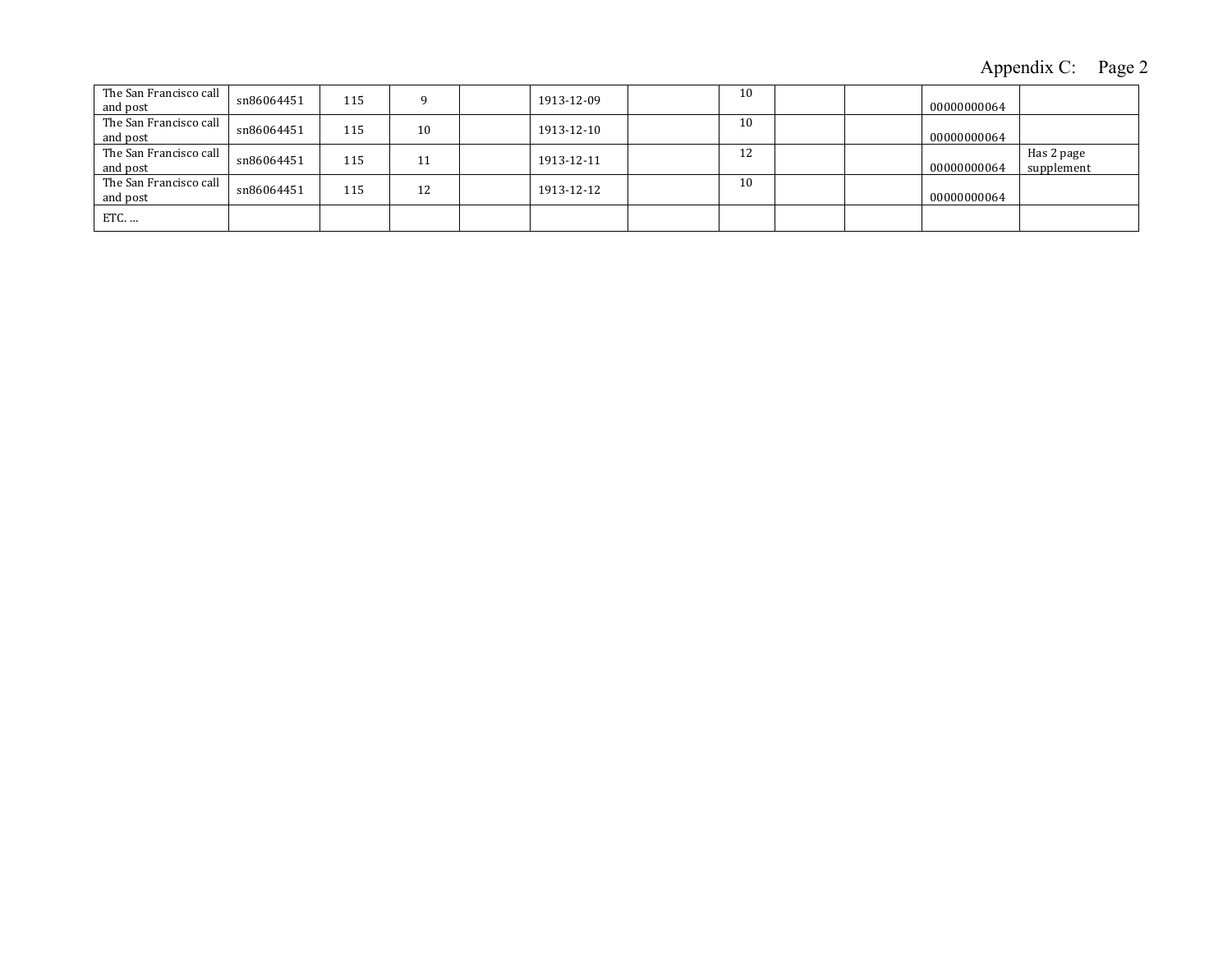| | | | | | | | | | | | |
|---|---|---|---|---|---|---|---|---|---|---|---|
| The San Francisco call and post | sn86064451 | 115 | 9 | | 1913-12-09 | | 10 | | | 00000000064 | |
| The San Francisco call and post | sn86064451 | 115 | 10 | | 1913-12-10 | | 10 | | | 00000000064 | |
| The San Francisco call and post | sn86064451 | 115 | 11 | | 1913-12-11 | | 12 | | | 00000000064 | Has 2 page supplement |
| The San Francisco call and post | sn86064451 | 115 | 12 | | 1913-12-12 | | 10 | | | 00000000064 | |
| ETC. … | | | | | | | | | | | |